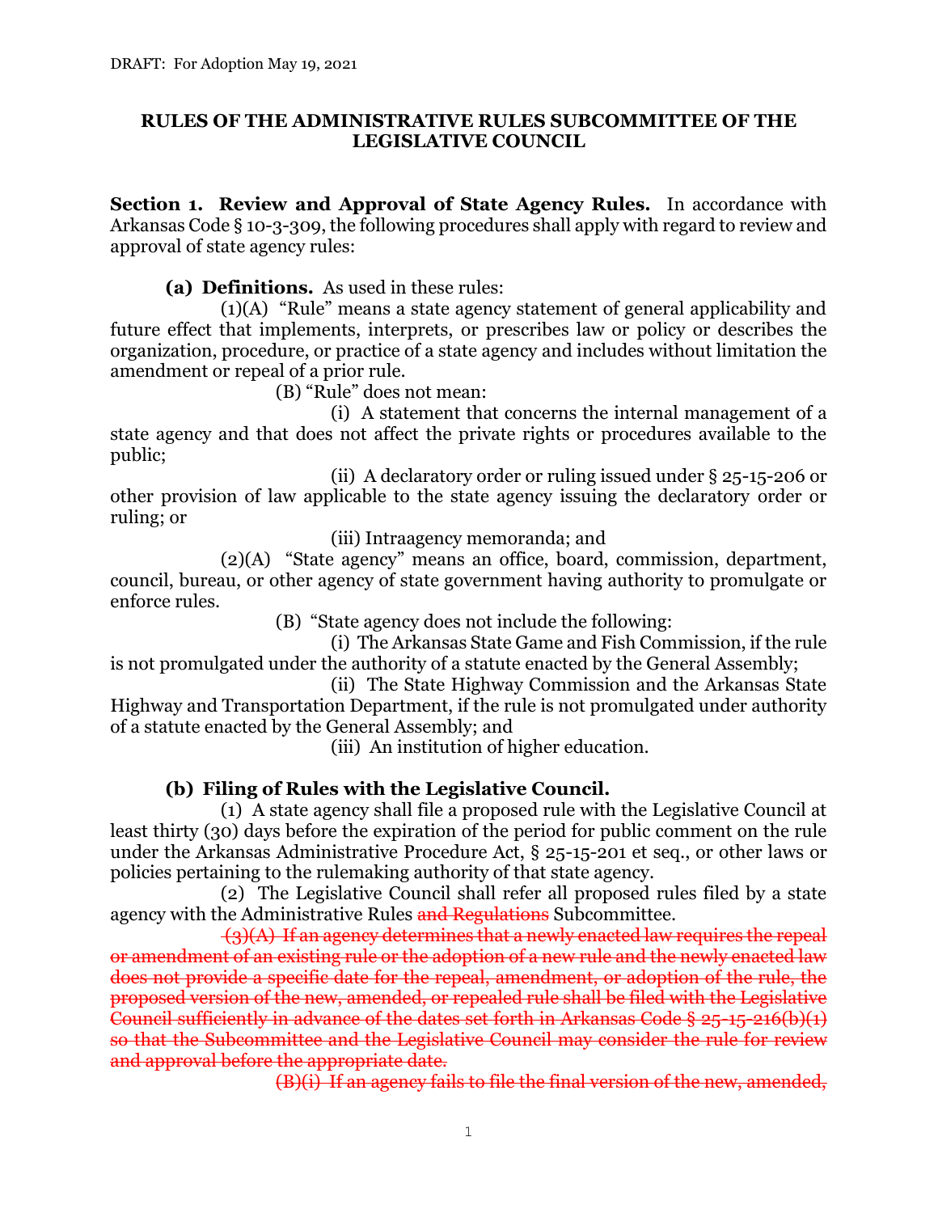DRAFT: For Adoption May 19, 2021

# RULES OF THE ADMINISTRATIVE RULES SUBCOMMITTEE OF THE LEGISLATIVE COUNCIL

**Section 1. Review and Approval of State Agency Rules.** In accordance with Arkansas Code § 10-3-309, the following procedures shall apply with regard to review and approval of state agency rules:

**(a) Definitions.** As used in these rules:

(1)(A) "Rule" means a state agency statement of general applicability and future effect that implements, interprets, or prescribes law or policy or describes the organization, procedure, or practice of a state agency and includes without limitation the amendment or repeal of a prior rule.

(B) "Rule" does not mean:

(i) A statement that concerns the internal management of a state agency and that does not affect the private rights or procedures available to the public;

(ii) A declaratory order or ruling issued under § 25-15-206 or other provision of law applicable to the state agency issuing the declaratory order or ruling; or

(iii) Intraagency memoranda; and

(2)(A) "State agency" means an office, board, commission, department, council, bureau, or other agency of state government having authority to promulgate or enforce rules.

(B) "State agency does not include the following:

(i) The Arkansas State Game and Fish Commission, if the rule is not promulgated under the authority of a statute enacted by the General Assembly;

(ii) The State Highway Commission and the Arkansas State Highway and Transportation Department, if the rule is not promulgated under authority of a statute enacted by the General Assembly; and

(iii) An institution of higher education.

**(b) Filing of Rules with the Legislative Council.**

(1) A state agency shall file a proposed rule with the Legislative Council at least thirty (30) days before the expiration of the period for public comment on the rule under the Arkansas Administrative Procedure Act, § 25-15-201 et seq., or other laws or policies pertaining to the rulemaking authority of that state agency.

(2) The Legislative Council shall refer all proposed rules filed by a state agency with the Administrative Rules ~~and Regulations~~ Subcommittee.

~~(3)(A) If an agency determines that a newly enacted law requires the repeal or amendment of an existing rule or the adoption of a new rule and the newly enacted law does not provide a specific date for the repeal, amendment, or adoption of the rule, the proposed version of the new, amended, or repealed rule shall be filed with the Legislative Council sufficiently in advance of the dates set forth in Arkansas Code § 25-15-216(b)(1) so that the Subcommittee and the Legislative Council may consider the rule for review and approval before the appropriate date.~~

~~(B)(i) If an agency fails to file the final version of the new, amended,~~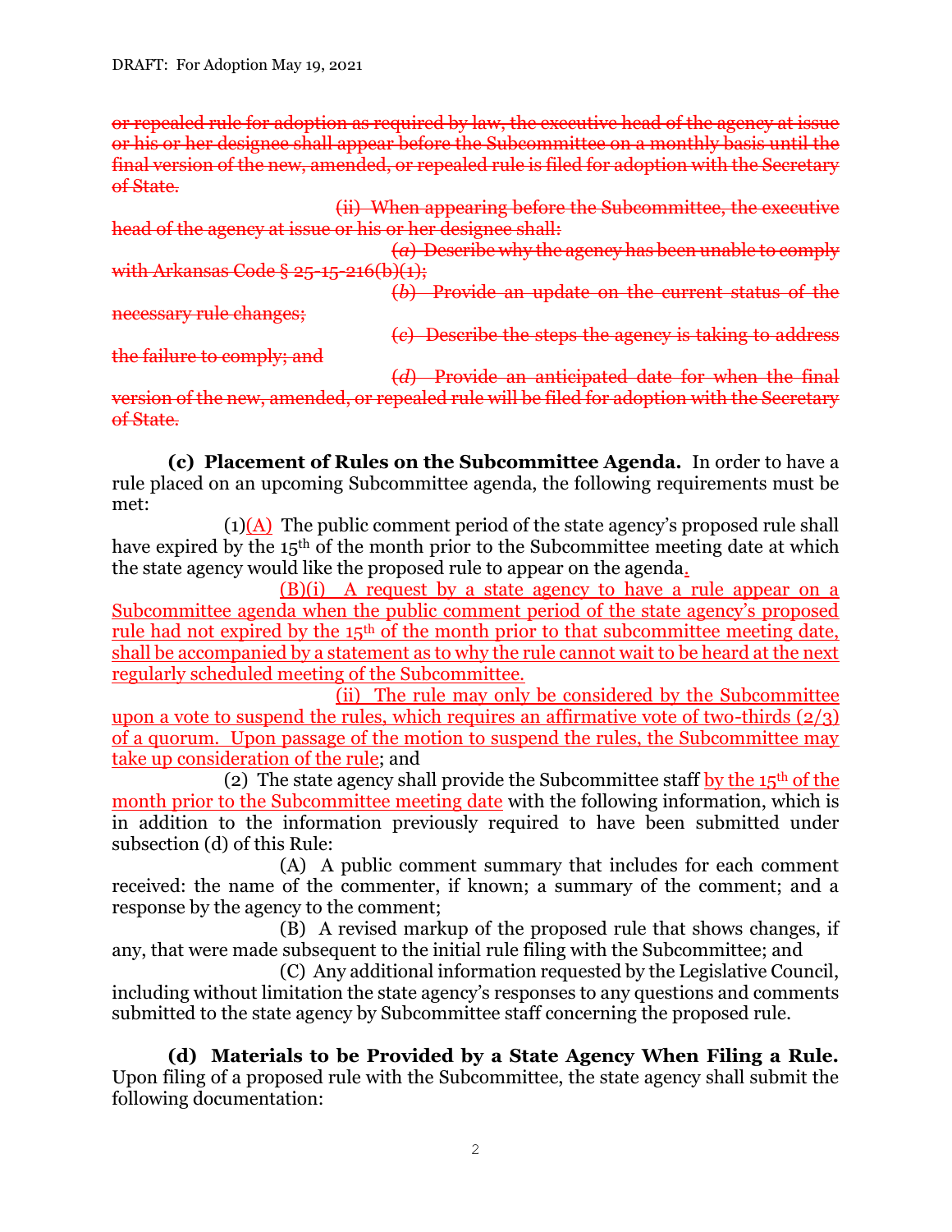~~or repealed rule for adoption as required by law, the executive head of the agency at issue or his or her designee shall appear before the Subcommittee on a monthly basis until the final version of the new, amended, or repealed rule is filed for adoption with the Secretary of State.~~

~~(ii) When appearing before the Subcommittee, the executive head of the agency at issue or his or her designee shall:~~

~~(*a*) Describe why the agency has been unable to comply with Arkansas Code § 25-15-216(b)(1);~~

~~(*b*) Provide an update on the current status of the necessary rule changes;~~

~~(*c*) Describe the steps the agency is taking to address the failure to comply; and~~

~~(*d*) Provide an anticipated date for when the final version of the new, amended, or repealed rule will be filed for adoption with the Secretary of State.~~

**(c) Placement of Rules on the Subcommittee Agenda.** In order to have a rule placed on an upcoming Subcommittee agenda, the following requirements must be met:

(1)<u>(A)</u> The public comment period of the state agency's proposed rule shall have expired by the 15th of the month prior to the Subcommittee meeting date at which the state agency would like the proposed rule to appear on the agenda<u>.</u>

<u>(B)(i) A request by a state agency to have a rule appear on a Subcommittee agenda when the public comment period of the state agency's proposed rule had not expired by the 15th of the month prior to that subcommittee meeting date, shall be accompanied by a statement as to why the rule cannot wait to be heard at the next regularly scheduled meeting of the Subcommittee.</u>

<u>(ii) The rule may only be considered by the Subcommittee upon a vote to suspend the rules, which requires an affirmative vote of two-thirds (2/3) of a quorum. Upon passage of the motion to suspend the rules, the Subcommittee may take up consideration of the rule</u>; and

(2) The state agency shall provide the Subcommittee staff <u>by the 15th of the month prior to the Subcommittee meeting date</u> with the following information, which is in addition to the information previously required to have been submitted under subsection (d) of this Rule:

(A) A public comment summary that includes for each comment received: the name of the commenter, if known; a summary of the comment; and a response by the agency to the comment;

(B) A revised markup of the proposed rule that shows changes, if any, that were made subsequent to the initial rule filing with the Subcommittee; and

(C) Any additional information requested by the Legislative Council, including without limitation the state agency's responses to any questions and comments submitted to the state agency by Subcommittee staff concerning the proposed rule.

**(d) Materials to be Provided by a State Agency When Filing a Rule.** Upon filing of a proposed rule with the Subcommittee, the state agency shall submit the following documentation: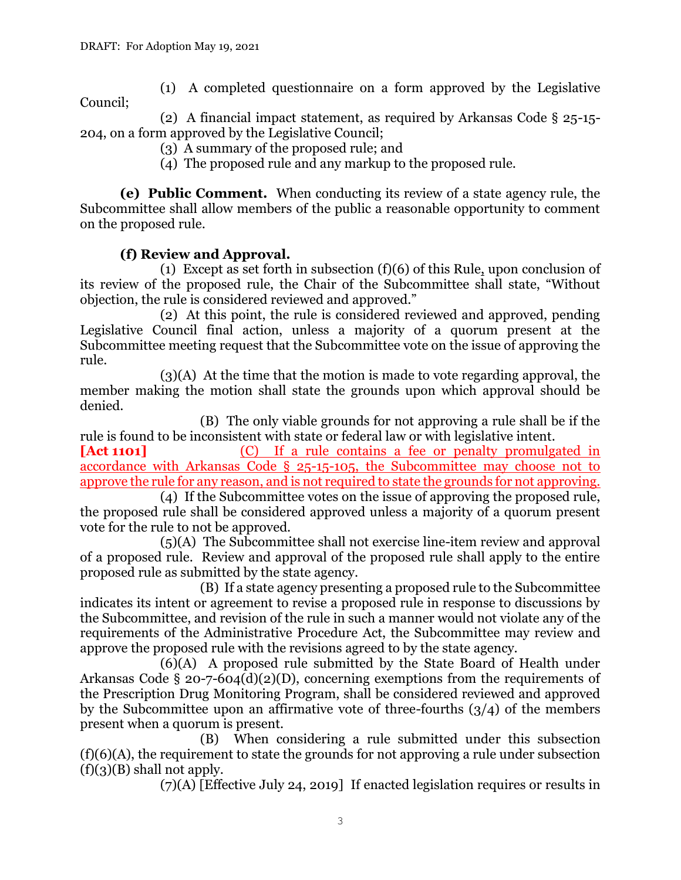(1) A completed questionnaire on a form approved by the Legislative Council;

(2) A financial impact statement, as required by Arkansas Code § 25-15-204, on a form approved by the Legislative Council;

(3) A summary of the proposed rule; and

(4) The proposed rule and any markup to the proposed rule.

**(e) Public Comment.** When conducting its review of a state agency rule, the Subcommittee shall allow members of the public a reasonable opportunity to comment on the proposed rule.

**(f) Review and Approval.**

(1) Except as set forth in subsection (f)(6) of this Rule, upon conclusion of its review of the proposed rule, the Chair of the Subcommittee shall state, "Without objection, the rule is considered reviewed and approved."

(2) At this point, the rule is considered reviewed and approved, pending Legislative Council final action, unless a majority of a quorum present at the Subcommittee meeting request that the Subcommittee vote on the issue of approving the rule.

(3)(A) At the time that the motion is made to vote regarding approval, the member making the motion shall state the grounds upon which approval should be denied.

(B) The only viable grounds for not approving a rule shall be if the rule is found to be inconsistent with state or federal law or with legislative intent.

**[Act 1101]** <u>(C) If a rule contains a fee or penalty promulgated in accordance with Arkansas Code § 25-15-105, the Subcommittee may choose not to approve the rule for any reason, and is not required to state the grounds for not approving.</u>

(4) If the Subcommittee votes on the issue of approving the proposed rule, the proposed rule shall be considered approved unless a majority of a quorum present vote for the rule to not be approved.

(5)(A) The Subcommittee shall not exercise line-item review and approval of a proposed rule. Review and approval of the proposed rule shall apply to the entire proposed rule as submitted by the state agency.

(B) If a state agency presenting a proposed rule to the Subcommittee indicates its intent or agreement to revise a proposed rule in response to discussions by the Subcommittee, and revision of the rule in such a manner would not violate any of the requirements of the Administrative Procedure Act, the Subcommittee may review and approve the proposed rule with the revisions agreed to by the state agency.

(6)(A) A proposed rule submitted by the State Board of Health under Arkansas Code § 20-7-604(d)(2)(D), concerning exemptions from the requirements of the Prescription Drug Monitoring Program, shall be considered reviewed and approved by the Subcommittee upon an affirmative vote of three-fourths (3/4) of the members present when a quorum is present.

(B) When considering a rule submitted under this subsection (f)(6)(A), the requirement to state the grounds for not approving a rule under subsection (f)(3)(B) shall not apply.

(7)(A) [Effective July 24, 2019] If enacted legislation requires or results in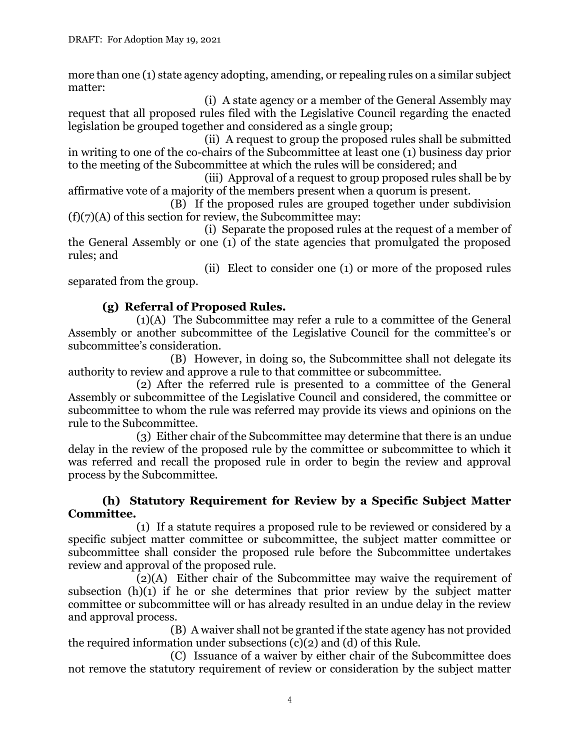more than one (1) state agency adopting, amending, or repealing rules on a similar subject matter:

(i) A state agency or a member of the General Assembly may request that all proposed rules filed with the Legislative Council regarding the enacted legislation be grouped together and considered as a single group;

(ii) A request to group the proposed rules shall be submitted in writing to one of the co-chairs of the Subcommittee at least one (1) business day prior to the meeting of the Subcommittee at which the rules will be considered; and

(iii) Approval of a request to group proposed rules shall be by affirmative vote of a majority of the members present when a quorum is present.

(B) If the proposed rules are grouped together under subdivision (f)(7)(A) of this section for review, the Subcommittee may:

(i) Separate the proposed rules at the request of a member of the General Assembly or one (1) of the state agencies that promulgated the proposed rules; and

(ii) Elect to consider one (1) or more of the proposed rules separated from the group.

**(g) Referral of Proposed Rules.**

(1)(A) The Subcommittee may refer a rule to a committee of the General Assembly or another subcommittee of the Legislative Council for the committee's or subcommittee's consideration.

(B) However, in doing so, the Subcommittee shall not delegate its authority to review and approve a rule to that committee or subcommittee.

(2) After the referred rule is presented to a committee of the General Assembly or subcommittee of the Legislative Council and considered, the committee or subcommittee to whom the rule was referred may provide its views and opinions on the rule to the Subcommittee.

(3) Either chair of the Subcommittee may determine that there is an undue delay in the review of the proposed rule by the committee or subcommittee to which it was referred and recall the proposed rule in order to begin the review and approval process by the Subcommittee.

**(h) Statutory Requirement for Review by a Specific Subject Matter Committee.**

(1) If a statute requires a proposed rule to be reviewed or considered by a specific subject matter committee or subcommittee, the subject matter committee or subcommittee shall consider the proposed rule before the Subcommittee undertakes review and approval of the proposed rule.

(2)(A) Either chair of the Subcommittee may waive the requirement of subsection (h)(1) if he or she determines that prior review by the subject matter committee or subcommittee will or has already resulted in an undue delay in the review and approval process.

(B) A waiver shall not be granted if the state agency has not provided the required information under subsections (c)(2) and (d) of this Rule.

(C) Issuance of a waiver by either chair of the Subcommittee does not remove the statutory requirement of review or consideration by the subject matter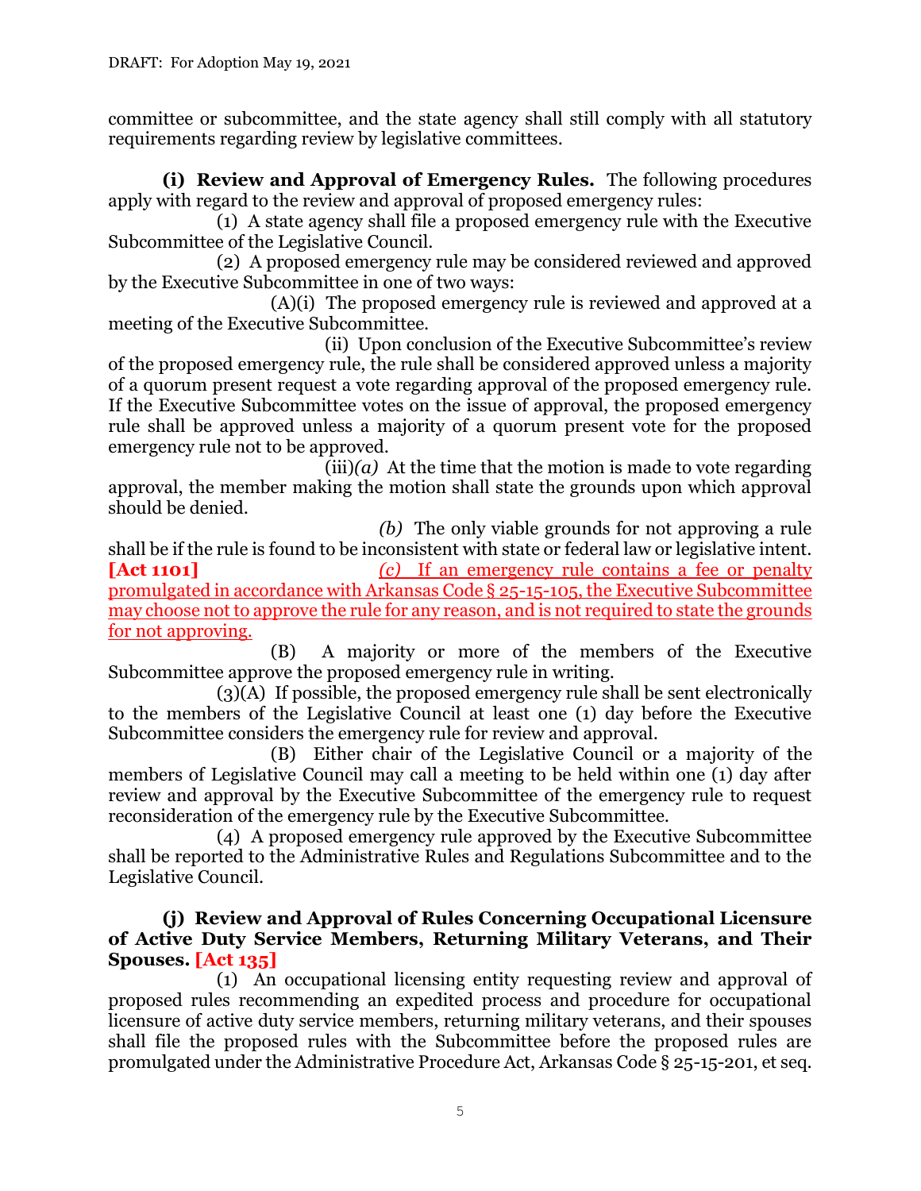committee or subcommittee, and the state agency shall still comply with all statutory requirements regarding review by legislative committees.

**(i) Review and Approval of Emergency Rules.** The following procedures apply with regard to the review and approval of proposed emergency rules:

(1) A state agency shall file a proposed emergency rule with the Executive Subcommittee of the Legislative Council.

(2) A proposed emergency rule may be considered reviewed and approved by the Executive Subcommittee in one of two ways:

(A)(i) The proposed emergency rule is reviewed and approved at a meeting of the Executive Subcommittee.

(ii) Upon conclusion of the Executive Subcommittee's review of the proposed emergency rule, the rule shall be considered approved unless a majority of a quorum present request a vote regarding approval of the proposed emergency rule. If the Executive Subcommittee votes on the issue of approval, the proposed emergency rule shall be approved unless a majority of a quorum present vote for the proposed emergency rule not to be approved.

(iii)*(a)* At the time that the motion is made to vote regarding approval, the member making the motion shall state the grounds upon which approval should be denied.

*(b)* The only viable grounds for not approving a rule shall be if the rule is found to be inconsistent with state or federal law or legislative intent.

**[Act 1101]** <u>*(c)* If an emergency rule contains a fee or penalty promulgated in accordance with Arkansas Code § 25-15-105, the Executive Subcommittee may choose not to approve the rule for any reason, and is not required to state the grounds for not approving.</u>

(B) A majority or more of the members of the Executive Subcommittee approve the proposed emergency rule in writing.

(3)(A) If possible, the proposed emergency rule shall be sent electronically to the members of the Legislative Council at least one (1) day before the Executive Subcommittee considers the emergency rule for review and approval.

(B) Either chair of the Legislative Council or a majority of the members of Legislative Council may call a meeting to be held within one (1) day after review and approval by the Executive Subcommittee of the emergency rule to request reconsideration of the emergency rule by the Executive Subcommittee.

(4) A proposed emergency rule approved by the Executive Subcommittee shall be reported to the Administrative Rules and Regulations Subcommittee and to the Legislative Council.

**(j) Review and Approval of Rules Concerning Occupational Licensure of Active Duty Service Members, Returning Military Veterans, and Their Spouses. [Act 135]**

(1) An occupational licensing entity requesting review and approval of proposed rules recommending an expedited process and procedure for occupational licensure of active duty service members, returning military veterans, and their spouses shall file the proposed rules with the Subcommittee before the proposed rules are promulgated under the Administrative Procedure Act, Arkansas Code § 25-15-201, et seq.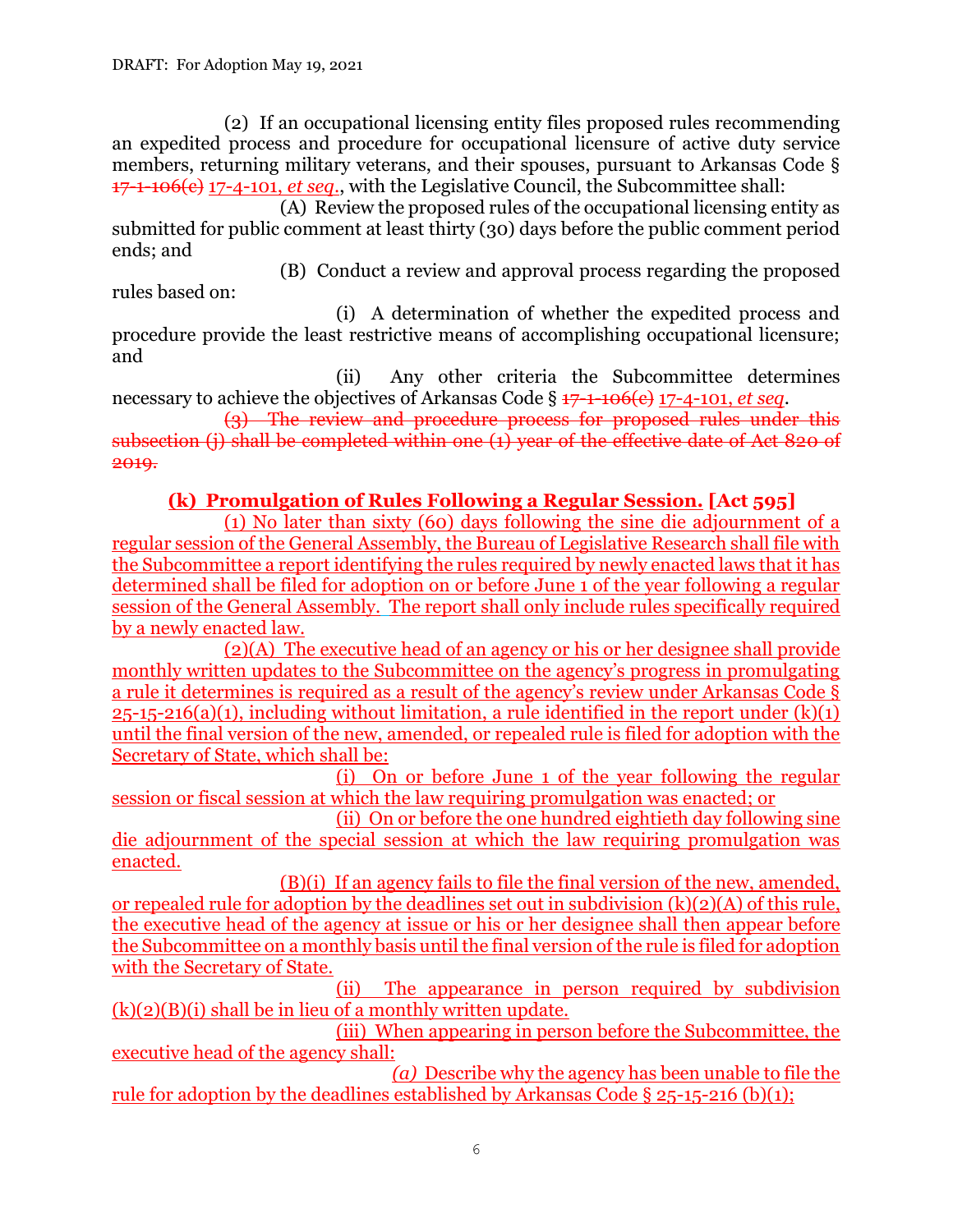(2) If an occupational licensing entity files proposed rules recommending an expedited process and procedure for occupational licensure of active duty service members, returning military veterans, and their spouses, pursuant to Arkansas Code § ~~17-1-106(c)~~ 17-4-101, *et seq.*, with the Legislative Council, the Subcommittee shall:

(A) Review the proposed rules of the occupational licensing entity as submitted for public comment at least thirty (30) days before the public comment period ends; and

(B) Conduct a review and approval process regarding the proposed rules based on:

(i) A determination of whether the expedited process and procedure provide the least restrictive means of accomplishing occupational licensure; and

(ii) Any other criteria the Subcommittee determines necessary to achieve the objectives of Arkansas Code § ~~17-1-106(c)~~ 17-4-101, *et seq*.

~~(3) The review and procedure process for proposed rules under this subsection (j) shall be completed within one (1) year of the effective date of Act 820 of 2019.~~

**(k) Promulgation of Rules Following a Regular Session. [Act 595]**

(1) No later than sixty (60) days following the sine die adjournment of a regular session of the General Assembly, the Bureau of Legislative Research shall file with the Subcommittee a report identifying the rules required by newly enacted laws that it has determined shall be filed for adoption on or before June 1 of the year following a regular session of the General Assembly. The report shall only include rules specifically required by a newly enacted law.

(2)(A) The executive head of an agency or his or her designee shall provide monthly written updates to the Subcommittee on the agency's progress in promulgating a rule it determines is required as a result of the agency's review under Arkansas Code § 25-15-216(a)(1), including without limitation, a rule identified in the report under (k)(1) until the final version of the new, amended, or repealed rule is filed for adoption with the Secretary of State, which shall be:

(i) On or before June 1 of the year following the regular session or fiscal session at which the law requiring promulgation was enacted; or

(ii) On or before the one hundred eightieth day following sine die adjournment of the special session at which the law requiring promulgation was enacted.

(B)(i) If an agency fails to file the final version of the new, amended, or repealed rule for adoption by the deadlines set out in subdivision (k)(2)(A) of this rule, the executive head of the agency at issue or his or her designee shall then appear before the Subcommittee on a monthly basis until the final version of the rule is filed for adoption with the Secretary of State.

(ii) The appearance in person required by subdivision (k)(2)(B)(i) shall be in lieu of a monthly written update.

(iii) When appearing in person before the Subcommittee, the executive head of the agency shall:

*(a)* Describe why the agency has been unable to file the rule for adoption by the deadlines established by Arkansas Code § 25-15-216 (b)(1);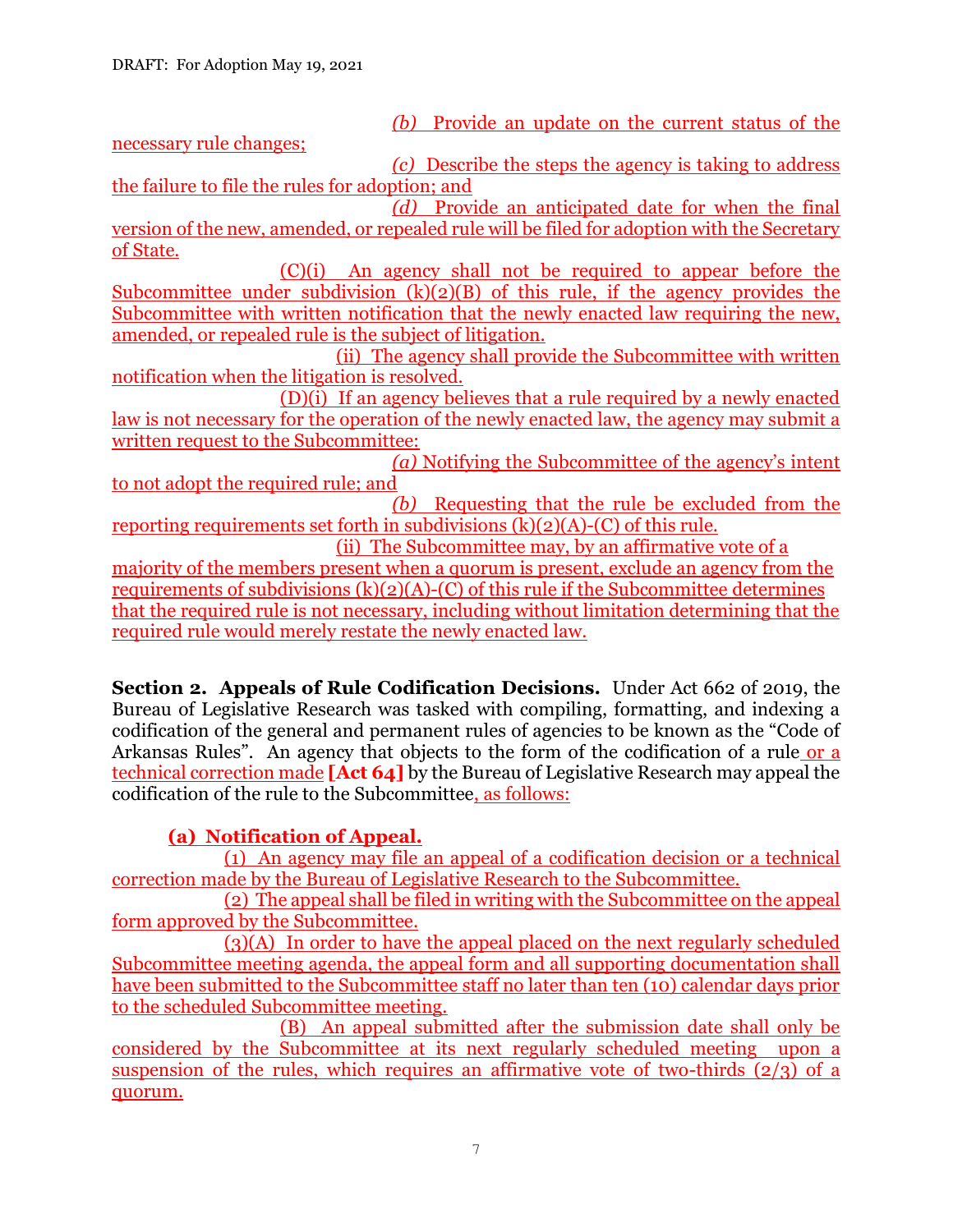DRAFT: For Adoption May 19, 2021

*(b)* Provide an update on the current status of the necessary rule changes;

*(c)* Describe the steps the agency is taking to address the failure to file the rules for adoption; and

*(d)* Provide an anticipated date for when the final version of the new, amended, or repealed rule will be filed for adoption with the Secretary of State.

(C)(i) An agency shall not be required to appear before the Subcommittee under subdivision (k)(2)(B) of this rule, if the agency provides the Subcommittee with written notification that the newly enacted law requiring the new, amended, or repealed rule is the subject of litigation.

(ii) The agency shall provide the Subcommittee with written notification when the litigation is resolved.

(D)(i) If an agency believes that a rule required by a newly enacted law is not necessary for the operation of the newly enacted law, the agency may submit a written request to the Subcommittee:

*(a)* Notifying the Subcommittee of the agency's intent to not adopt the required rule; and

*(b)* Requesting that the rule be excluded from the reporting requirements set forth in subdivisions (k)(2)(A)-(C) of this rule.

(ii) The Subcommittee may, by an affirmative vote of a majority of the members present when a quorum is present, exclude an agency from the requirements of subdivisions (k)(2)(A)-(C) of this rule if the Subcommittee determines that the required rule is not necessary, including without limitation determining that the required rule would merely restate the newly enacted law.

**Section 2. Appeals of Rule Codification Decisions.** Under Act 662 of 2019, the Bureau of Legislative Research was tasked with compiling, formatting, and indexing a codification of the general and permanent rules of agencies to be known as the "Code of Arkansas Rules". An agency that objects to the form of the codification of a rule or a technical correction made **[Act 64]** by the Bureau of Legislative Research may appeal the codification of the rule to the Subcommittee, as follows:

**(a) Notification of Appeal.**

(1) An agency may file an appeal of a codification decision or a technical correction made by the Bureau of Legislative Research to the Subcommittee.

(2) The appeal shall be filed in writing with the Subcommittee on the appeal form approved by the Subcommittee.

(3)(A) In order to have the appeal placed on the next regularly scheduled Subcommittee meeting agenda, the appeal form and all supporting documentation shall have been submitted to the Subcommittee staff no later than ten (10) calendar days prior to the scheduled Subcommittee meeting.

(B) An appeal submitted after the submission date shall only be considered by the Subcommittee at its next regularly scheduled meeting upon a suspension of the rules, which requires an affirmative vote of two-thirds (2/3) of a quorum.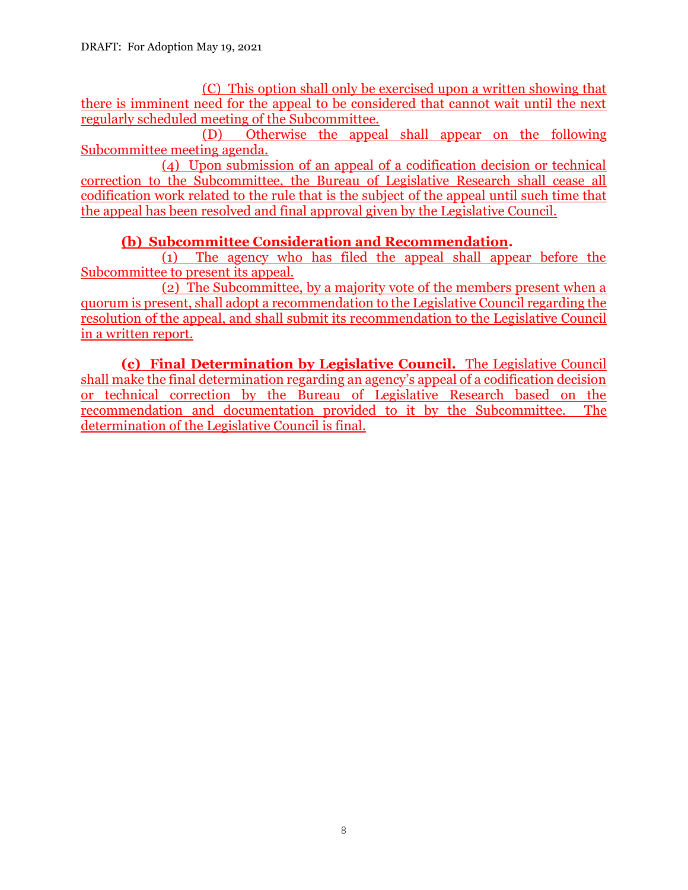(C) This option shall only be exercised upon a written showing that there is imminent need for the appeal to be considered that cannot wait until the next regularly scheduled meeting of the Subcommittee.

(D) Otherwise the appeal shall appear on the following Subcommittee meeting agenda.

(4) Upon submission of an appeal of a codification decision or technical correction to the Subcommittee, the Bureau of Legislative Research shall cease all codification work related to the rule that is the subject of the appeal until such time that the appeal has been resolved and final approval given by the Legislative Council.

**(b) Subcommittee Consideration and Recommendation.**

(1) The agency who has filed the appeal shall appear before the Subcommittee to present its appeal.

(2) The Subcommittee, by a majority vote of the members present when a quorum is present, shall adopt a recommendation to the Legislative Council regarding the resolution of the appeal, and shall submit its recommendation to the Legislative Council in a written report.

**(c) Final Determination by Legislative Council.** The Legislative Council shall make the final determination regarding an agency's appeal of a codification decision or technical correction by the Bureau of Legislative Research based on the recommendation and documentation provided to it by the Subcommittee. The determination of the Legislative Council is final.